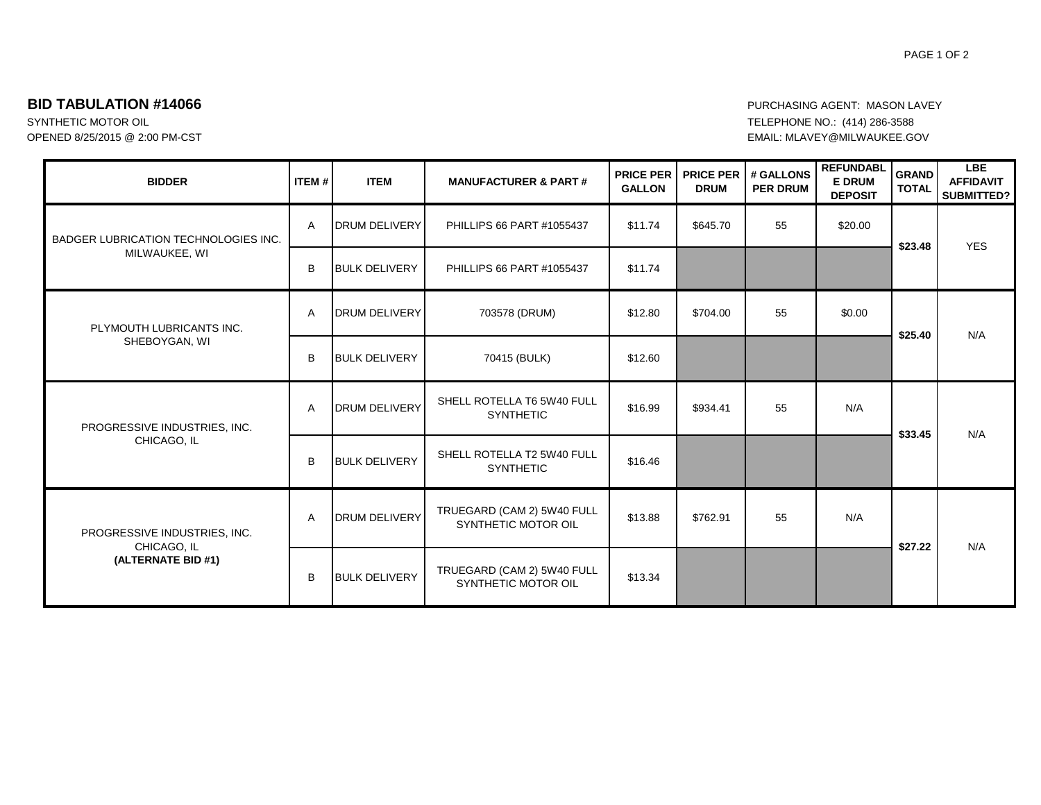**BID TABULATION #14066**

SYNTHETIC MOTOR OIL
OPENED 8/25/2015 @ 2:00 PM-CST

PURCHASING AGENT: MASON LAVEY
TELEPHONE NO.: (414) 286-3588
EMAIL: MLAVEY@MILWAUKEE.GOV

| BIDDER | ITEM # | ITEM | MANUFACTURER & PART # | PRICE PER GALLON | PRICE PER DRUM | # GALLONS PER DRUM | REFUNDABLE DRUM DEPOSIT | GRAND TOTAL | LBE AFFIDAVIT SUBMITTED? |
|---|---|---|---|---|---|---|---|---|---|
| BADGER LUBRICATION TECHNOLOGIES INC. MILWAUKEE, WI | A | DRUM DELIVERY | PHILLIPS 66 PART #1055437 | $11.74 | $645.70 | 55 | $20.00 | **$23.48** | YES |
| | B | BULK DELIVERY | PHILLIPS 66 PART #1055437 | $11.74 | | | | | |
| PLYMOUTH LUBRICANTS INC. SHEBOYGAN, WI | A | DRUM DELIVERY | 703578 (DRUM) | $12.80 | $704.00 | 55 | $0.00 | **$25.40** | N/A |
| | B | BULK DELIVERY | 70415 (BULK) | $12.60 | | | | | |
| PROGRESSIVE INDUSTRIES, INC. CHICAGO, IL | A | DRUM DELIVERY | SHELL ROTELLA T6 5W40 FULL SYNTHETIC | $16.99 | $934.41 | 55 | N/A | **$33.45** | N/A |
| | B | BULK DELIVERY | SHELL ROTELLA T2 5W40 FULL SYNTHETIC | $16.46 | | | | | |
| PROGRESSIVE INDUSTRIES, INC. CHICAGO, IL **(ALTERNATE BID #1)** | A | DRUM DELIVERY | TRUEGARD (CAM 2) 5W40 FULL SYNTHETIC MOTOR OIL | $13.88 | $762.91 | 55 | N/A | **$27.22** | N/A |
| | B | BULK DELIVERY | TRUEGARD (CAM 2) 5W40 FULL SYNTHETIC MOTOR OIL | $13.34 | | | | | |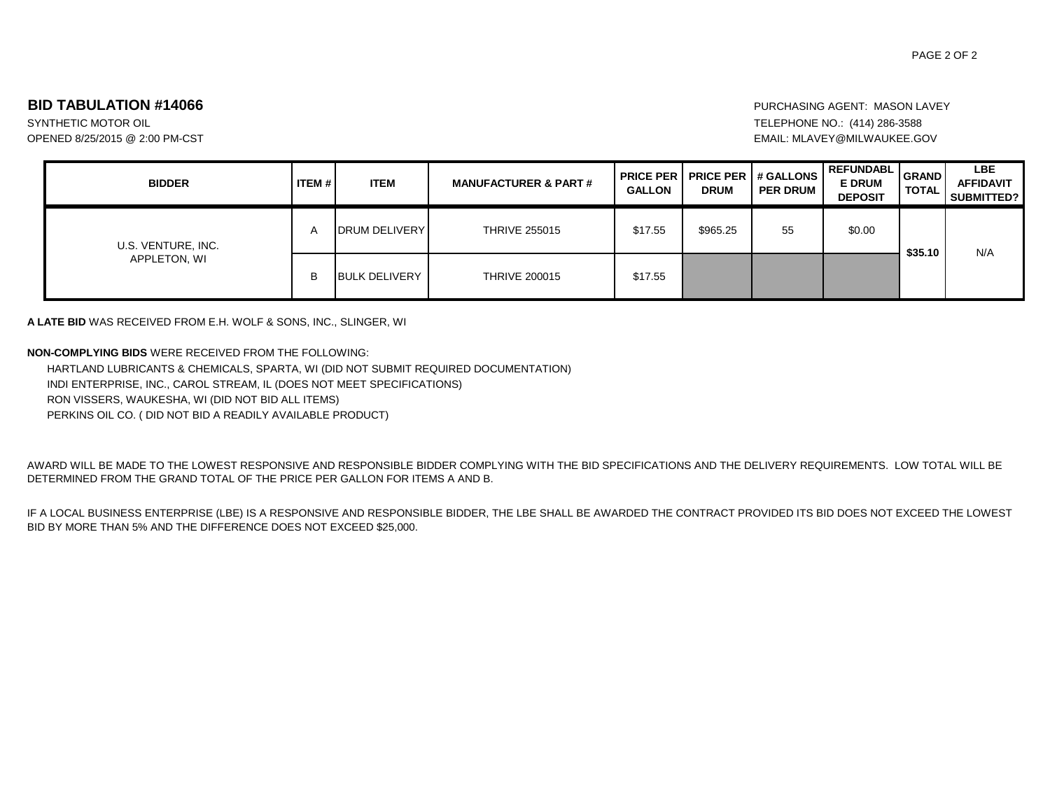## BID TABULATION #14066

SYNTHETIC MOTOR OIL
OPENED 8/25/2015 @ 2:00 PM-CST

PURCHASING AGENT: MASON LAVEY
TELEPHONE NO.: (414) 286-3588
EMAIL: MLAVEY@MILWAUKEE.GOV

| BIDDER | ITEM # | ITEM | MANUFACTURER & PART # | PRICE PER GALLON | PRICE PER DRUM | # GALLONS PER DRUM | REFUNDABLE DRUM DEPOSIT | GRAND TOTAL | LBE AFFIDAVIT SUBMITTED? |
|---|---|---|---|---|---|---|---|---|---|
| U.S. VENTURE, INC. APPLETON, WI | A | DRUM DELIVERY | THRIVE 255015 | $17.55 | $965.25 | 55 | $0.00 | $35.10 | N/A |
| | B | BULK DELIVERY | THRIVE 200015 | $17.55 | | | | | |

**A LATE BID** WAS RECEIVED FROM E.H. WOLF & SONS, INC., SLINGER, WI

**NON-COMPLYING BIDS** WERE RECEIVED FROM THE FOLLOWING:

- HARTLAND LUBRICANTS & CHEMICALS, SPARTA, WI (DID NOT SUBMIT REQUIRED DOCUMENTATION)
- INDI ENTERPRISE, INC., CAROL STREAM, IL (DOES NOT MEET SPECIFICATIONS)
- RON VISSERS, WAUKESHA, WI (DID NOT BID ALL ITEMS)
- PERKINS OIL CO. ( DID NOT BID A READILY AVAILABLE PRODUCT)

AWARD WILL BE MADE TO THE LOWEST RESPONSIVE AND RESPONSIBLE BIDDER COMPLYING WITH THE BID SPECIFICATIONS AND THE DELIVERY REQUIREMENTS. LOW TOTAL WILL BE DETERMINED FROM THE GRAND TOTAL OF THE PRICE PER GALLON FOR ITEMS A AND B.

IF A LOCAL BUSINESS ENTERPRISE (LBE) IS A RESPONSIVE AND RESPONSIBLE BIDDER, THE LBE SHALL BE AWARDED THE CONTRACT PROVIDED ITS BID DOES NOT EXCEED THE LOWEST BID BY MORE THAN 5% AND THE DIFFERENCE DOES NOT EXCEED $25,000.